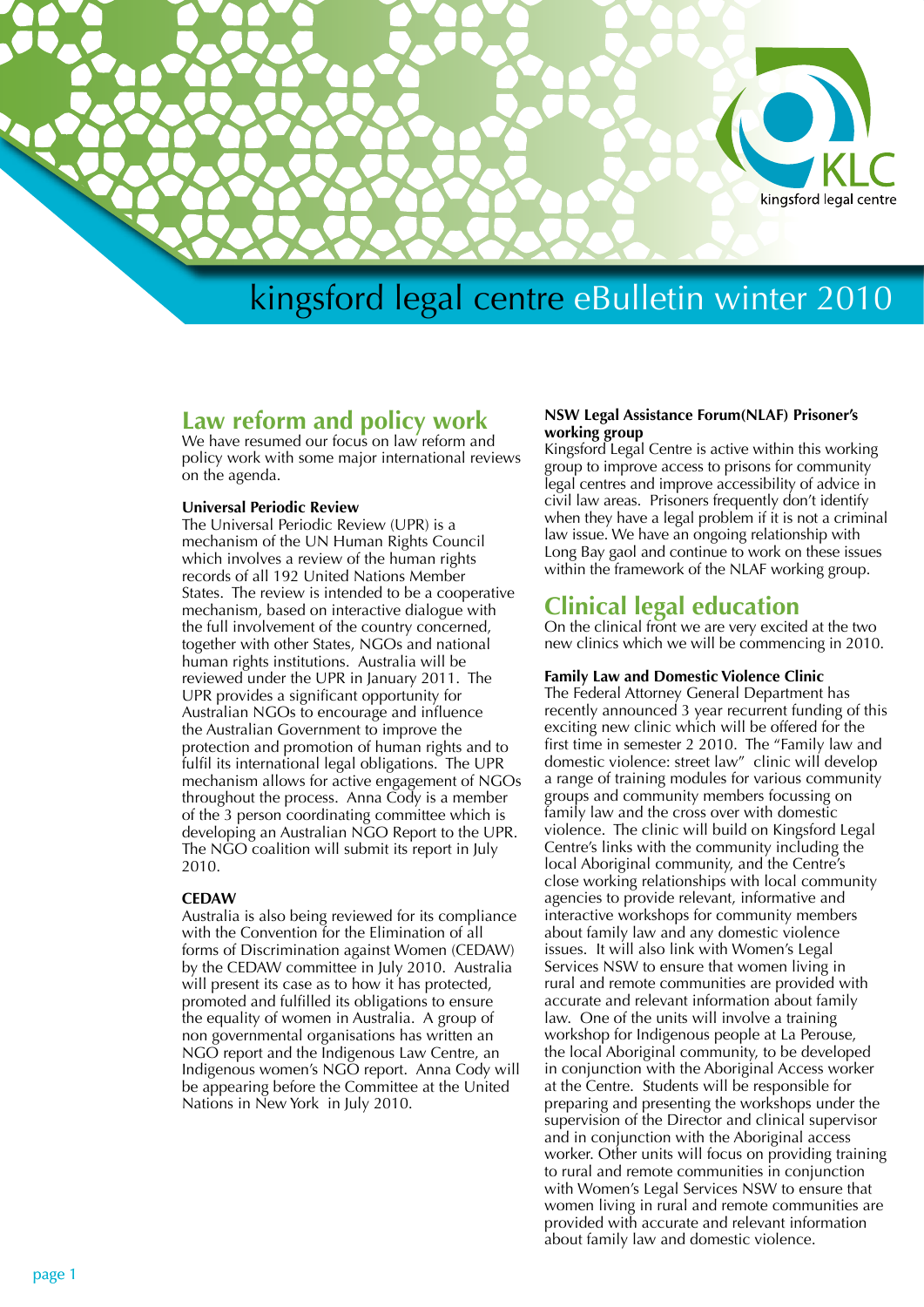# kingsford legal centre eBulletin winter 2010

## Law reform and policy work

We have resumed our focus on law reform and policy work with some major international reviews on the agenda.

### Universal Periodic Review

The Universal Periodic Review (UPR) is a mechanism of the UN Human Rights Council which involves a review of the human rights records of all 192 United Nations Member States. The review is intended to be a cooperative mechanism, based on interactive dialogue with the full involvement of the country concerned, together with other States, NGOs and national human rights institutions. Australia will be reviewed under the UPR in January 2011. The UPR provides a significant opportunity for Australian NGOs to encourage and influence the Australian Government to improve the protection and promotion of human rights and to fulfil its international legal obligations. The UPR mechanism allows for active engagement of NGOs throughout the process. Anna Cody is a member of the 3 person coordinating committee which is developing an Australian NGO Report to the UPR. The NGO coalition will submit its report in July 2010.

### CEDAW

Australia is also being reviewed for its compliance with the Convention for the Elimination of all forms of Discrimination against Women (CEDAW) by the CEDAW committee in July 2010. Australia will present its case as to how it has protected, promoted and fulfilled its obligations to ensure the equality of women in Australia. A group of non governmental organisations has written an NGO report and the Indigenous Law Centre, an Indigenous women's NGO report. Anna Cody will be appearing before the Committee at the United Nations in New York in July 2010.

### NSW Legal Assistance Forum(NLAF) Prisoner's working group

Kingsford Legal Centre is active within this working group to improve access to prisons for community legal centres and improve accessibility of advice in civil law areas. Prisoners frequently don't identify when they have a legal problem if it is not a criminal law issue. We have an ongoing relationship with Long Bay gaol and continue to work on these issues within the framework of the NLAF working group.

## Clinical legal education

On the clinical front we are very excited at the two new clinics which we will be commencing in 2010.

### Family Law and Domestic Violence Clinic

The Federal Attorney General Department has recently announced 3 year recurrent funding of this exciting new clinic which will be offered for the first time in semester 2 2010. The "Family law and domestic violence: street law" clinic will develop a range of training modules for various community groups and community members focussing on family law and the cross over with domestic violence. The clinic will build on Kingsford Legal Centre's links with the community including the local Aboriginal community, and the Centre's close working relationships with local community agencies to provide relevant, informative and interactive workshops for community members about family law and any domestic violence issues. It will also link with Women's Legal Services NSW to ensure that women living in rural and remote communities are provided with accurate and relevant information about family law. One of the units will involve a training workshop for Indigenous people at La Perouse, the local Aboriginal community, to be developed in conjunction with the Aboriginal Access worker at the Centre. Students will be responsible for preparing and presenting the workshops under the supervision of the Director and clinical supervisor and in conjunction with the Aboriginal access worker. Other units will focus on providing training to rural and remote communities in conjunction with Women's Legal Services NSW to ensure that women living in rural and remote communities are provided with accurate and relevant information about family law and domestic violence.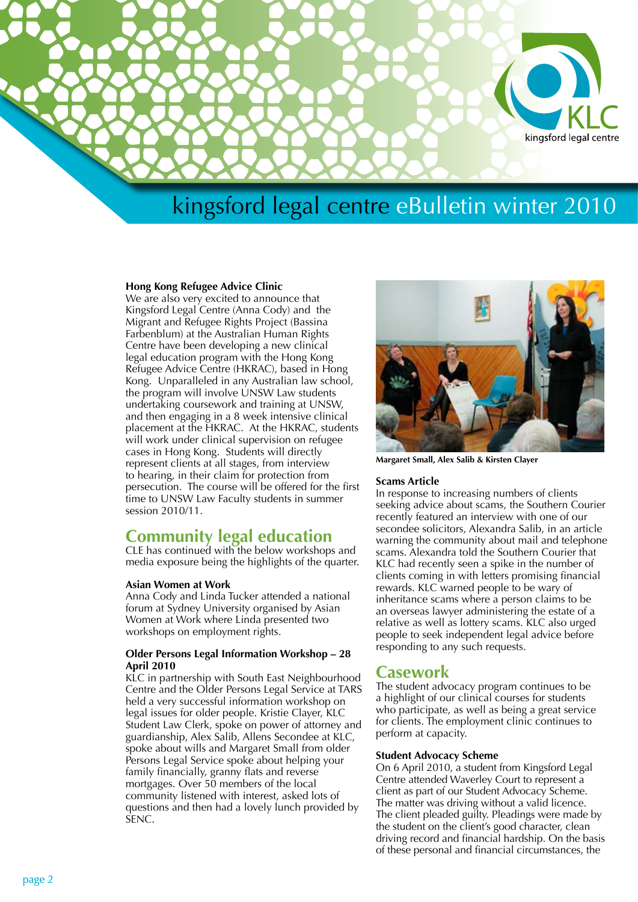# kingsford legal centre eBulletin winter 2010

**Hong Kong Refugee Advice Clinic**

We are also very excited to announce that Kingsford Legal Centre (Anna Cody) and the Migrant and Refugee Rights Project (Bassina Farbenblum) at the Australian Human Rights Centre have been developing a new clinical legal education program with the Hong Kong Refugee Advice Centre (HKRAC), based in Hong Kong. Unparalleled in any Australian law school, the program will involve UNSW Law students undertaking coursework and training at UNSW, and then engaging in a 8 week intensive clinical placement at the HKRAC. At the HKRAC, students will work under clinical supervision on refugee cases in Hong Kong. Students will directly represent clients at all stages, from interview to hearing, in their claim for protection from persecution. The course will be offered for the first time to UNSW Law Faculty students in summer session 2010/11.

## Community legal education

CLE has continued with the below workshops and media exposure being the highlights of the quarter.

**Asian Women at Work**

Anna Cody and Linda Tucker attended a national forum at Sydney University organised by Asian Women at Work where Linda presented two workshops on employment rights.

**Older Persons Legal Information Workshop – 28 April 2010**

KLC in partnership with South East Neighbourhood Centre and the Older Persons Legal Service at TARS held a very successful information workshop on legal issues for older people. Kristie Clayer, KLC Student Law Clerk, spoke on power of attorney and guardianship, Alex Salib, Allens Secondee at KLC, spoke about wills and Margaret Small from older Persons Legal Service spoke about helping your family financially, granny flats and reverse mortgages. Over 50 members of the local community listened with interest, asked lots of questions and then had a lovely lunch provided by SENC.

**Margaret Small, Alex Salib & Kirsten Clayer**

**Scams Article**

In response to increasing numbers of clients seeking advice about scams, the Southern Courier recently featured an interview with one of our secondee solicitors, Alexandra Salib, in an article warning the community about mail and telephone scams. Alexandra told the Southern Courier that KLC had recently seen a spike in the number of clients coming in with letters promising financial rewards. KLC warned people to be wary of inheritance scams where a person claims to be an overseas lawyer administering the estate of a relative as well as lottery scams. KLC also urged people to seek independent legal advice before responding to any such requests.

## Casework

The student advocacy program continues to be a highlight of our clinical courses for students who participate, as well as being a great service for clients. The employment clinic continues to perform at capacity.

**Student Advocacy Scheme**

On 6 April 2010, a student from Kingsford Legal Centre attended Waverley Court to represent a client as part of our Student Advocacy Scheme. The matter was driving without a valid licence. The client pleaded guilty. Pleadings were made by the student on the client's good character, clean driving record and financial hardship. On the basis of these personal and financial circumstances, the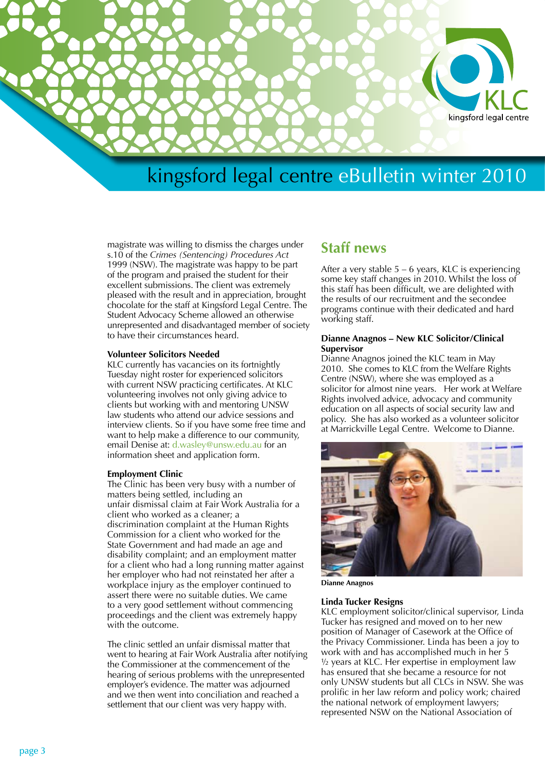magistrate was willing to dismiss the charges under s.10 of the *Crimes (Sentencing) Procedures Act* 1999 (NSW). The magistrate was happy to be part of the program and praised the student for their excellent submissions. The client was extremely pleased with the result and in appreciation, brought chocolate for the staff at Kingsford Legal Centre. The Student Advocacy Scheme allowed an otherwise unrepresented and disadvantaged member of society to have their circumstances heard.

**Volunteer Solicitors Needed**

KLC currently has vacancies on its fortnightly Tuesday night roster for experienced solicitors with current NSW practicing certificates. At KLC volunteering involves not only giving advice to clients but working with and mentoring UNSW law students who attend our advice sessions and interview clients. So if you have some free time and want to help make a difference to our community, email Denise at: d.wasley@unsw.edu.au for an information sheet and application form.

**Employment Clinic**

The Clinic has been very busy with a number of matters being settled, including an unfair dismissal claim at Fair Work Australia for a client who worked as a cleaner; a discrimination complaint at the Human Rights Commission for a client who worked for the State Government and had made an age and disability complaint; and an employment matter for a client who had a long running matter against her employer who had not reinstated her after a workplace injury as the employer continued to assert there were no suitable duties. We came to a very good settlement without commencing proceedings and the client was extremely happy with the outcome.

The clinic settled an unfair dismissal matter that went to hearing at Fair Work Australia after notifying the Commissioner at the commencement of the hearing of serious problems with the unrepresented employer's evidence. The matter was adjourned and we then went into conciliation and reached a settlement that our client was very happy with.

## Staff news

After a very stable 5 – 6 years, KLC is experiencing some key staff changes in 2010. Whilst the loss of this staff has been difficult, we are delighted with the results of our recruitment and the secondee programs continue with their dedicated and hard working staff.

**Dianne Anagnos – New KLC Solicitor/Clinical Supervisor**

Dianne Anagnos joined the KLC team in May 2010. She comes to KLC from the Welfare Rights Centre (NSW), where she was employed as a solicitor for almost nine years. Her work at Welfare Rights involved advice, advocacy and community education on all aspects of social security law and policy. She has also worked as a volunteer solicitor at Marrickville Legal Centre. Welcome to Dianne.

**Dianne Anagnos**

**Linda Tucker Resigns**

KLC employment solicitor/clinical supervisor, Linda Tucker has resigned and moved on to her new position of Manager of Casework at the Office of the Privacy Commissioner. Linda has been a joy to work with and has accomplished much in her 5 ½ years at KLC. Her expertise in employment law has ensured that she became a resource for not only UNSW students but all CLCs in NSW. She was prolific in her law reform and policy work; chaired the national network of employment lawyers; represented NSW on the National Association of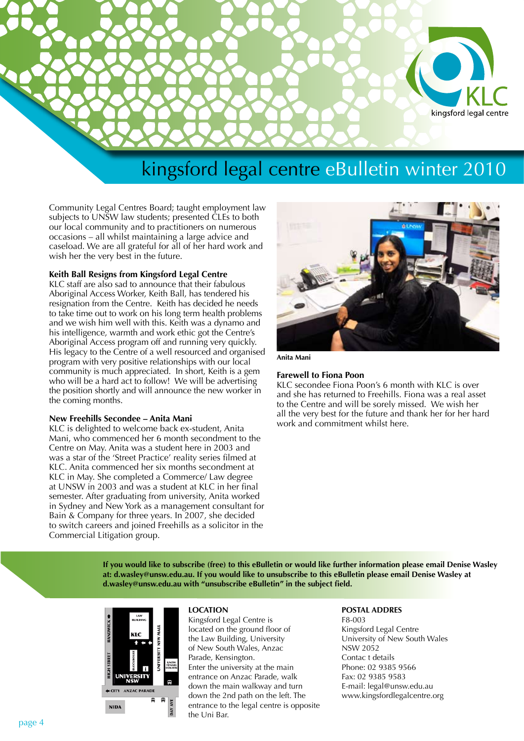# kingsford legal centre eBulletin winter 2010

Community Legal Centres Board; taught employment law subjects to UNSW law students; presented CLEs to both our local community and to practitioners on numerous occasions – all whilst maintaining a large advice and caseload. We are all grateful for all of her hard work and wish her the very best in the future.

**Keith Ball Resigns from Kingsford Legal Centre**

KLC staff are also sad to announce that their fabulous Aboriginal Access Worker, Keith Ball, has tendered his resignation from the Centre. Keith has decided he needs to take time out to work on his long term health problems and we wish him well with this. Keith was a dynamo and his intelligence, warmth and work ethic got the Centre's Aboriginal Access program off and running very quickly. His legacy to the Centre of a well resourced and organised program with very positive relationships with our local community is much appreciated. In short, Keith is a gem who will be a hard act to follow! We will be advertising the position shortly and will announce the new worker in the coming months.

**New Freehills Secondee – Anita Mani**

KLC is delighted to welcome back ex-student, Anita Mani, who commenced her 6 month secondment to the Centre on May. Anita was a student here in 2003 and was a star of the 'Street Practice' reality series filmed at KLC. Anita commenced her six months secondment at KLC in May. She completed a Commerce/ Law degree at UNSW in 2003 and was a student at KLC in her final semester. After graduating from university, Anita worked in Sydney and New York as a management consultant for Bain & Company for three years. In 2007, she decided to switch careers and joined Freehills as a solicitor in the Commercial Litigation group.

Anita Mani

**Farewell to Fiona Poon**

KLC secondee Fiona Poon's 6 month with KLC is over and she has returned to Freehills. Fiona was a real asset to the Centre and will be sorely missed. We wish her all the very best for the future and thank her for her hard work and commitment whilst here.

**If you would like to subscribe (free) to this eBulletin or would like further information please email Denise Wasley at: d.wasley@unsw.edu.au. If you would like to unsubscribe to this eBulletin please email Denise Wasley at d.wasley@unsw.edu.au with "unsubscribe eBulletin" in the subject field.**

**LOCATION**

Kingsford Legal Centre is located on the ground floor of the Law Building, University of New South Wales, Anzac Parade, Kensington.
Enter the university at the main entrance on Anzac Parade, walk down the main walkway and turn down the 2nd path on the left. The entrance to the legal centre is opposite the Uni Bar.

**POSTAL ADDRES**

F8-003
Kingsford Legal Centre
University of New South Wales
NSW 2052
Contac t details
Phone: 02 9385 9566
Fax: 02 9385 9583
E-mail: legal@unsw.edu.au
www.kingsfordlegalcentre.org